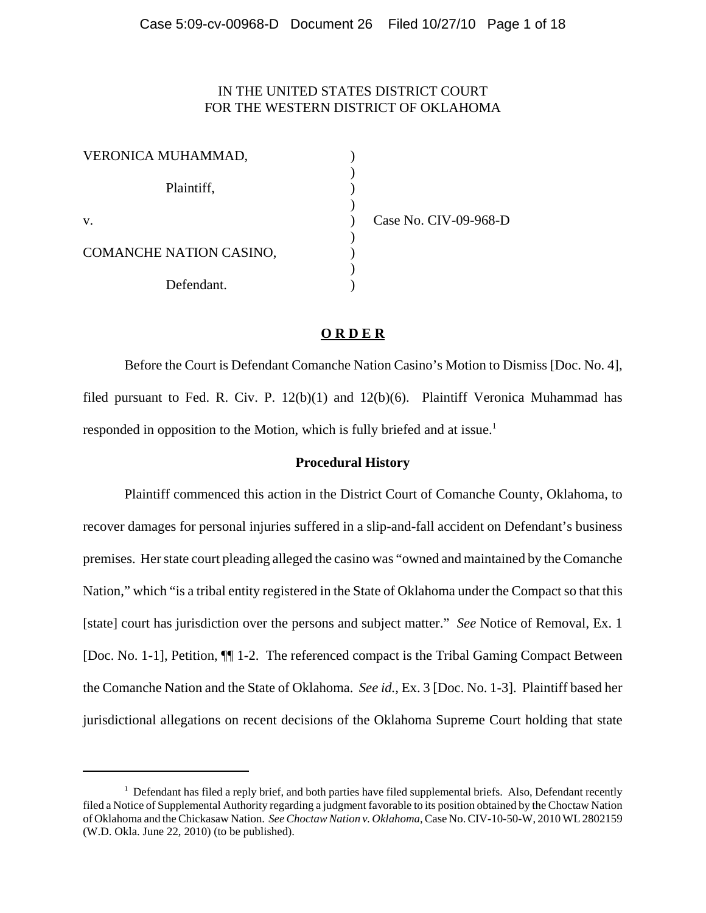IN THE UNITED STATES DISTRICT COURT
FOR THE WESTERN DISTRICT OF OKLAHOMA

| | | |
|---|---|---|
| VERONICA MUHAMMAD, | ) | |
| | ) | |
| Plaintiff, | ) | |
| | ) | |
| v. | ) | Case No. CIV-09-968-D |
| | ) | |
| COMANCHE NATION CASINO, | ) | |
| | ) | |
| Defendant. | ) | |

## **O R D E R**

Before the Court is Defendant Comanche Nation Casino's Motion to Dismiss [Doc. No. 4], filed pursuant to Fed. R. Civ. P. 12(b)(1) and 12(b)(6). Plaintiff Veronica Muhammad has responded in opposition to the Motion, which is fully briefed and at issue.[1]

### **Procedural History**

Plaintiff commenced this action in the District Court of Comanche County, Oklahoma, to recover damages for personal injuries suffered in a slip-and-fall accident on Defendant's business premises. Her state court pleading alleged the casino was "owned and maintained by the Comanche Nation," which "is a tribal entity registered in the State of Oklahoma under the Compact so that this [state] court has jurisdiction over the persons and subject matter." *See* Notice of Removal, Ex. 1 [Doc. No. 1-1], Petition, ¶¶ 1-2. The referenced compact is the Tribal Gaming Compact Between the Comanche Nation and the State of Oklahoma. *See id.*, Ex. 3 [Doc. No. 1-3]. Plaintiff based her jurisdictional allegations on recent decisions of the Oklahoma Supreme Court holding that state

[1] Defendant has filed a reply brief, and both parties have filed supplemental briefs. Also, Defendant recently filed a Notice of Supplemental Authority regarding a judgment favorable to its position obtained by the Choctaw Nation of Oklahoma and the Chickasaw Nation. *See Choctaw Nation v. Oklahoma*, Case No. CIV-10-50-W, 2010 WL 2802159 (W.D. Okla. June 22, 2010) (to be published).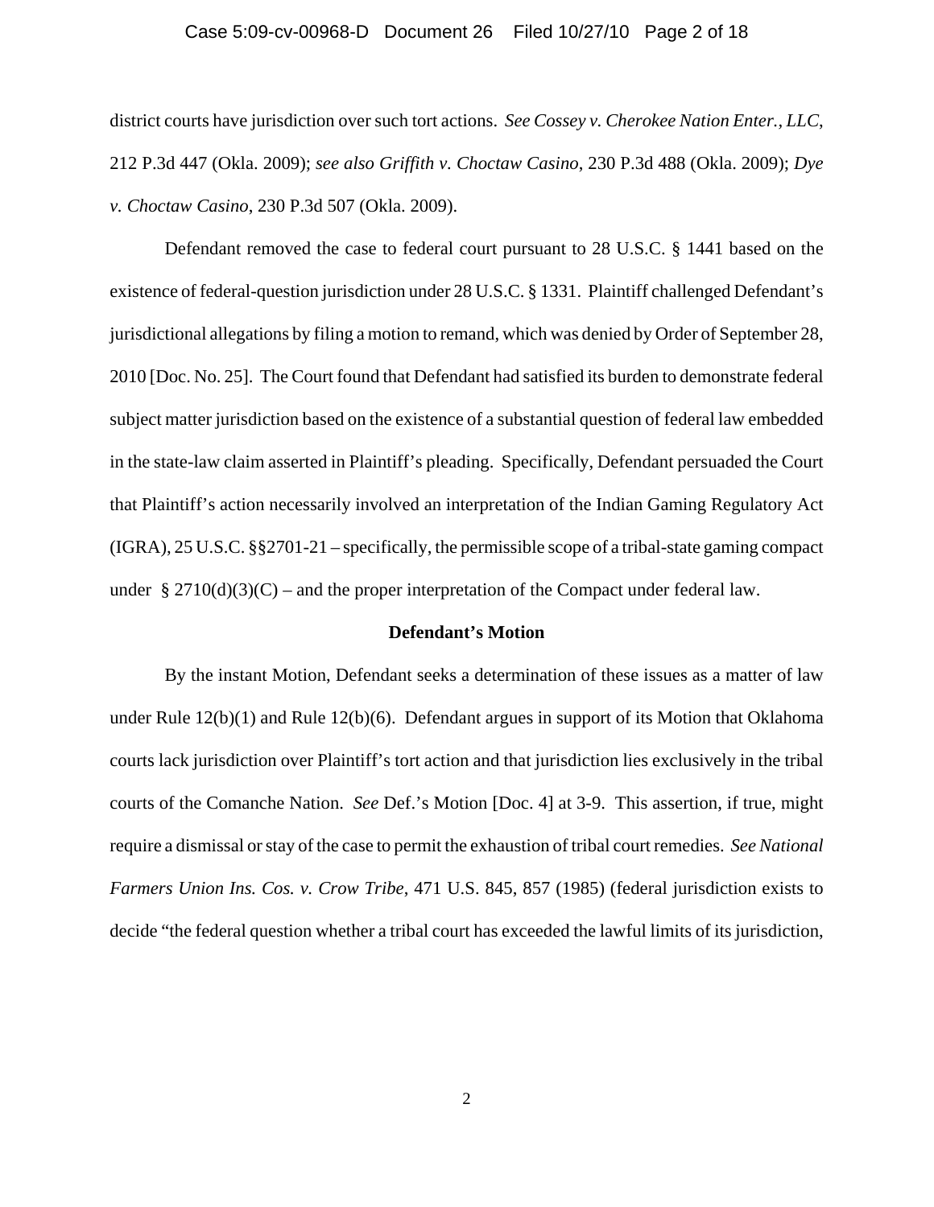district courts have jurisdiction over such tort actions. *See Cossey v. Cherokee Nation Enter., LLC*, 212 P.3d 447 (Okla. 2009); *see also Griffith v. Choctaw Casino*, 230 P.3d 488 (Okla. 2009); *Dye v. Choctaw Casino*, 230 P.3d 507 (Okla. 2009).

Defendant removed the case to federal court pursuant to 28 U.S.C. § 1441 based on the existence of federal-question jurisdiction under 28 U.S.C. § 1331. Plaintiff challenged Defendant's jurisdictional allegations by filing a motion to remand, which was denied by Order of September 28, 2010 [Doc. No. 25]. The Court found that Defendant had satisfied its burden to demonstrate federal subject matter jurisdiction based on the existence of a substantial question of federal law embedded in the state-law claim asserted in Plaintiff's pleading. Specifically, Defendant persuaded the Court that Plaintiff's action necessarily involved an interpretation of the Indian Gaming Regulatory Act (IGRA), 25 U.S.C. §§2701-21 – specifically, the permissible scope of a tribal-state gaming compact under § 2710(d)(3)(C) – and the proper interpretation of the Compact under federal law.

**Defendant's Motion**

By the instant Motion, Defendant seeks a determination of these issues as a matter of law under Rule 12(b)(1) and Rule 12(b)(6). Defendant argues in support of its Motion that Oklahoma courts lack jurisdiction over Plaintiff's tort action and that jurisdiction lies exclusively in the tribal courts of the Comanche Nation. *See* Def.'s Motion [Doc. 4] at 3-9. This assertion, if true, might require a dismissal or stay of the case to permit the exhaustion of tribal court remedies. *See National Farmers Union Ins. Cos. v. Crow Tribe*, 471 U.S. 845, 857 (1985) (federal jurisdiction exists to decide "the federal question whether a tribal court has exceeded the lawful limits of its jurisdiction,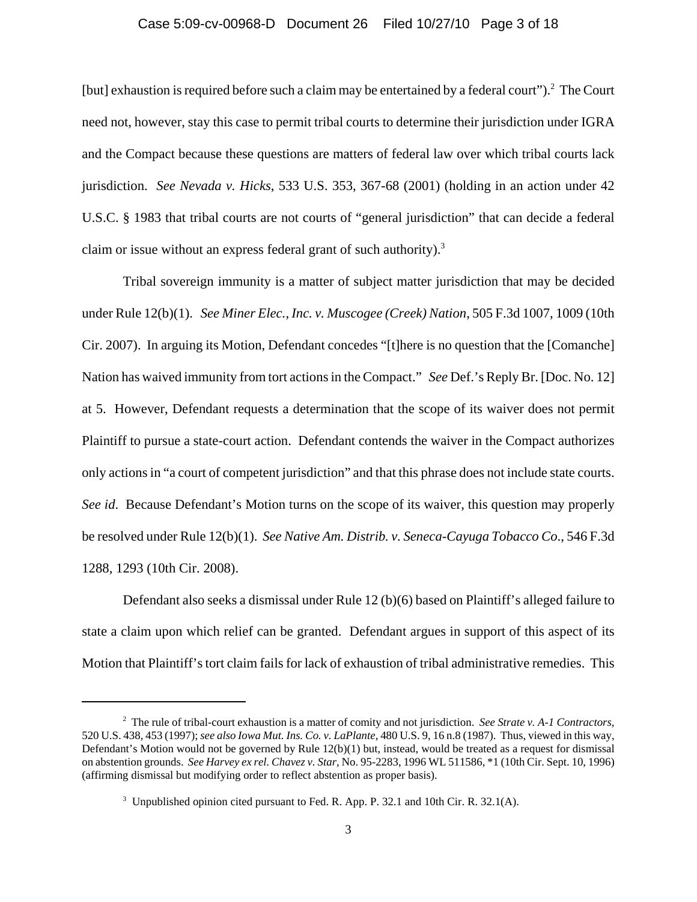[but] exhaustion is required before such a claim may be entertained by a federal court").[2] The Court need not, however, stay this case to permit tribal courts to determine their jurisdiction under IGRA and the Compact because these questions are matters of federal law over which tribal courts lack jurisdiction. *See Nevada v. Hicks*, 533 U.S. 353, 367-68 (2001) (holding in an action under 42 U.S.C. § 1983 that tribal courts are not courts of "general jurisdiction" that can decide a federal claim or issue without an express federal grant of such authority).[3]

Tribal sovereign immunity is a matter of subject matter jurisdiction that may be decided under Rule 12(b)(1). *See Miner Elec., Inc. v. Muscogee (Creek) Nation*, 505 F.3d 1007, 1009 (10th Cir. 2007). In arguing its Motion, Defendant concedes "[t]here is no question that the [Comanche] Nation has waived immunity from tort actions in the Compact." *See* Def.'s Reply Br. [Doc. No. 12] at 5. However, Defendant requests a determination that the scope of its waiver does not permit Plaintiff to pursue a state-court action. Defendant contends the waiver in the Compact authorizes only actions in "a court of competent jurisdiction" and that this phrase does not include state courts. *See id.* Because Defendant's Motion turns on the scope of its waiver, this question may properly be resolved under Rule 12(b)(1). *See Native Am. Distrib. v. Seneca-Cayuga Tobacco Co.*, 546 F.3d 1288, 1293 (10th Cir. 2008).

Defendant also seeks a dismissal under Rule 12 (b)(6) based on Plaintiff's alleged failure to state a claim upon which relief can be granted. Defendant argues in support of this aspect of its Motion that Plaintiff's tort claim fails for lack of exhaustion of tribal administrative remedies. This

---

[2] The rule of tribal-court exhaustion is a matter of comity and not jurisdiction. *See Strate v. A-1 Contractors*, 520 U.S. 438, 453 (1997); *see also Iowa Mut. Ins. Co. v. LaPlante*, 480 U.S. 9, 16 n.8 (1987). Thus, viewed in this way, Defendant's Motion would not be governed by Rule 12(b)(1) but, instead, would be treated as a request for dismissal on abstention grounds. *See Harvey ex rel. Chavez v. Star*, No. 95-2283, 1996 WL 511586, *1 (10th Cir. Sept. 10, 1996) (affirming dismissal but modifying order to reflect abstention as proper basis).

[3] Unpublished opinion cited pursuant to Fed. R. App. P. 32.1 and 10th Cir. R. 32.1(A).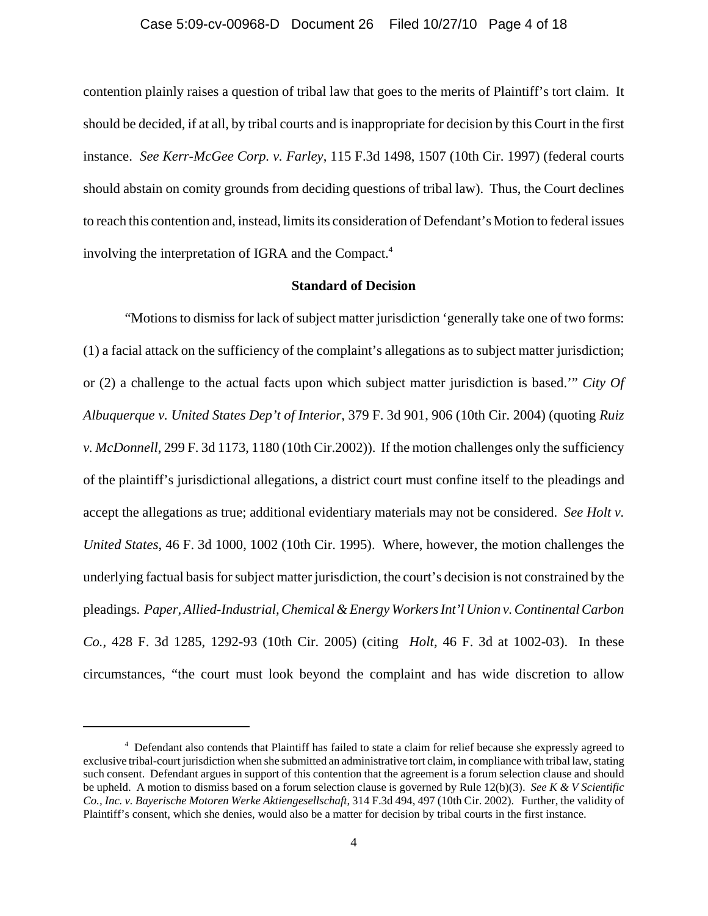contention plainly raises a question of tribal law that goes to the merits of Plaintiff's tort claim. It should be decided, if at all, by tribal courts and is inappropriate for decision by this Court in the first instance. *See Kerr-McGee Corp. v. Farley*, 115 F.3d 1498, 1507 (10th Cir. 1997) (federal courts should abstain on comity grounds from deciding questions of tribal law). Thus, the Court declines to reach this contention and, instead, limits its consideration of Defendant's Motion to federal issues involving the interpretation of IGRA and the Compact.[4]

**Standard of Decision**

"Motions to dismiss for lack of subject matter jurisdiction 'generally take one of two forms: (1) a facial attack on the sufficiency of the complaint's allegations as to subject matter jurisdiction; or (2) a challenge to the actual facts upon which subject matter jurisdiction is based.'" *City Of Albuquerque v. United States Dep't of Interior*, 379 F. 3d 901, 906 (10th Cir. 2004) (quoting *Ruiz v. McDonnell*, 299 F. 3d 1173, 1180 (10th Cir.2002)). If the motion challenges only the sufficiency of the plaintiff's jurisdictional allegations, a district court must confine itself to the pleadings and accept the allegations as true; additional evidentiary materials may not be considered. *See Holt v. United States*, 46 F. 3d 1000, 1002 (10th Cir. 1995). Where, however, the motion challenges the underlying factual basis for subject matter jurisdiction, the court's decision is not constrained by the pleadings. *Paper, Allied-Industrial, Chemical & Energy Workers Int'l Union v. Continental Carbon Co.*, 428 F. 3d 1285, 1292-93 (10th Cir. 2005) (citing *Holt*, 46 F. 3d at 1002-03). In these circumstances, "the court must look beyond the complaint and has wide discretion to allow

---

[4] Defendant also contends that Plaintiff has failed to state a claim for relief because she expressly agreed to exclusive tribal-court jurisdiction when she submitted an administrative tort claim, in compliance with tribal law, stating such consent. Defendant argues in support of this contention that the agreement is a forum selection clause and should be upheld. A motion to dismiss based on a forum selection clause is governed by Rule 12(b)(3). *See K & V Scientific Co., Inc. v. Bayerische Motoren Werke Aktiengesellschaft*, 314 F.3d 494, 497 (10th Cir. 2002). Further, the validity of Plaintiff's consent, which she denies, would also be a matter for decision by tribal courts in the first instance.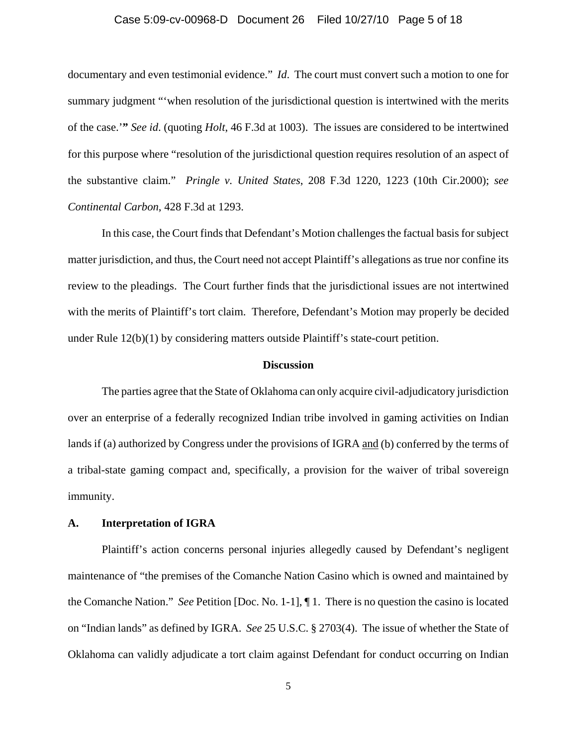documentary and even testimonial evidence." *Id*. The court must convert such a motion to one for summary judgment "'when resolution of the jurisdictional question is intertwined with the merits of the case.'" *See id*. (quoting *Holt*, 46 F.3d at 1003). The issues are considered to be intertwined for this purpose where "resolution of the jurisdictional question requires resolution of an aspect of the substantive claim." *Pringle v. United States*, 208 F.3d 1220, 1223 (10th Cir.2000); *see Continental Carbon*, 428 F.3d at 1293.

In this case, the Court finds that Defendant's Motion challenges the factual basis for subject matter jurisdiction, and thus, the Court need not accept Plaintiff's allegations as true nor confine its review to the pleadings. The Court further finds that the jurisdictional issues are not intertwined with the merits of Plaintiff's tort claim. Therefore, Defendant's Motion may properly be decided under Rule 12(b)(1) by considering matters outside Plaintiff's state-court petition.

## Discussion

The parties agree that the State of Oklahoma can only acquire civil-adjudicatory jurisdiction over an enterprise of a federally recognized Indian tribe involved in gaming activities on Indian lands if (a) authorized by Congress under the provisions of IGRA <u>and</u> (b) conferred by the terms of a tribal-state gaming compact and, specifically, a provision for the waiver of tribal sovereign immunity.

### A. Interpretation of IGRA

Plaintiff's action concerns personal injuries allegedly caused by Defendant's negligent maintenance of "the premises of the Comanche Nation Casino which is owned and maintained by the Comanche Nation." *See* Petition [Doc. No. 1-1], ¶ 1. There is no question the casino is located on "Indian lands" as defined by IGRA. *See* 25 U.S.C. § 2703(4). The issue of whether the State of Oklahoma can validly adjudicate a tort claim against Defendant for conduct occurring on Indian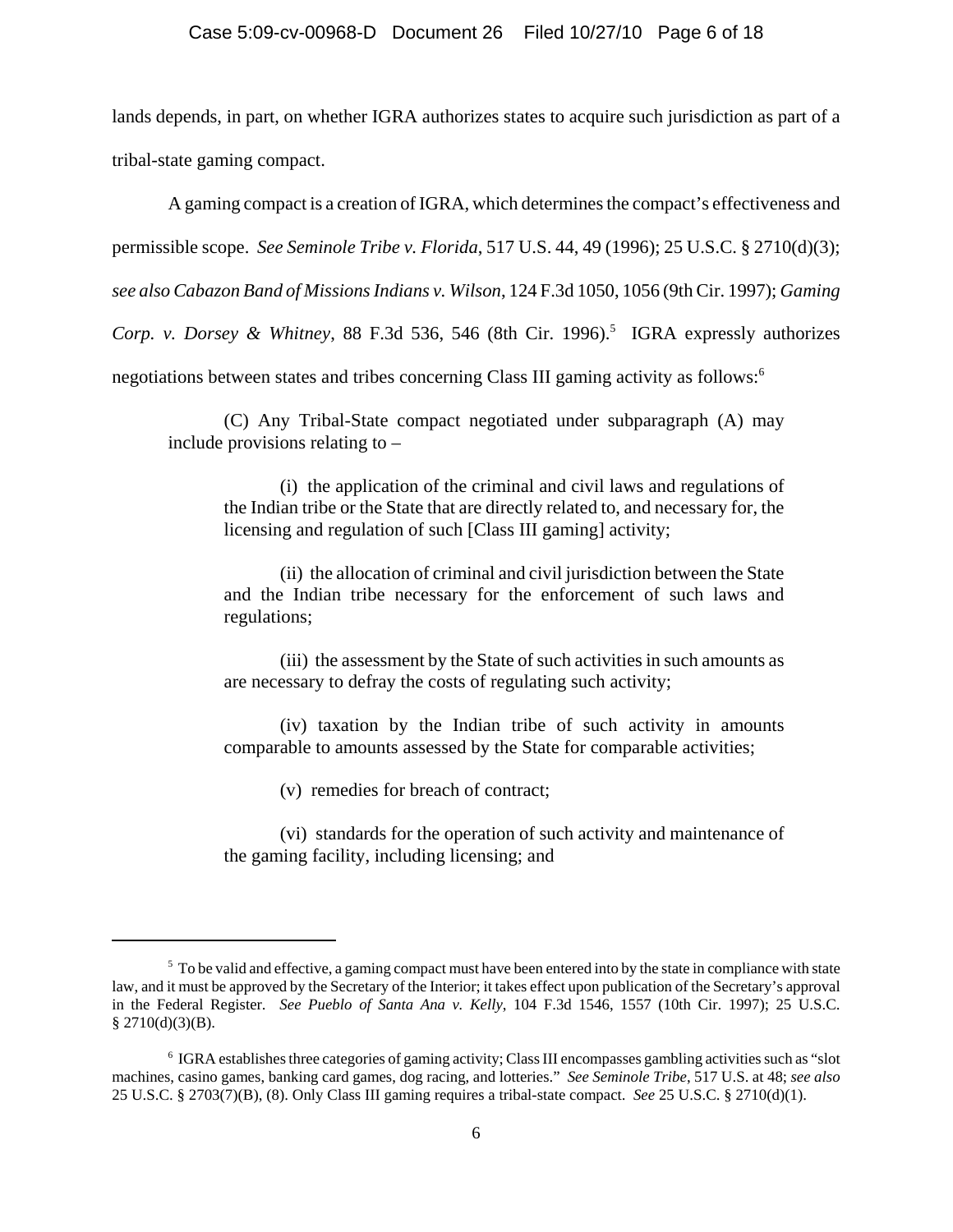lands depends, in part, on whether IGRA authorizes states to acquire such jurisdiction as part of a tribal-state gaming compact.

A gaming compact is a creation of IGRA, which determines the compact's effectiveness and permissible scope. *See Seminole Tribe v. Florida*, 517 U.S. 44, 49 (1996); 25 U.S.C. § 2710(d)(3); *see also Cabazon Band of Missions Indians v. Wilson*, 124 F.3d 1050, 1056 (9th Cir. 1997); *Gaming Corp. v. Dorsey & Whitney*, 88 F.3d 536, 546 (8th Cir. 1996).[5] IGRA expressly authorizes negotiations between states and tribes concerning Class III gaming activity as follows:[6]

> (C) Any Tribal-State compact negotiated under subparagraph (A) may include provisions relating to –
>
> > (i) the application of the criminal and civil laws and regulations of the Indian tribe or the State that are directly related to, and necessary for, the licensing and regulation of such [Class III gaming] activity;
> >
> > (ii) the allocation of criminal and civil jurisdiction between the State and the Indian tribe necessary for the enforcement of such laws and regulations;
> >
> > (iii) the assessment by the State of such activities in such amounts as are necessary to defray the costs of regulating such activity;
> >
> > (iv) taxation by the Indian tribe of such activity in amounts comparable to amounts assessed by the State for comparable activities;
> >
> > (v) remedies for breach of contract;
> >
> > (vi) standards for the operation of such activity and maintenance of the gaming facility, including licensing; and

---

[5] To be valid and effective, a gaming compact must have been entered into by the state in compliance with state law, and it must be approved by the Secretary of the Interior; it takes effect upon publication of the Secretary's approval in the Federal Register. *See Pueblo of Santa Ana v. Kelly*, 104 F.3d 1546, 1557 (10th Cir. 1997); 25 U.S.C. § 2710(d)(3)(B).

[6] IGRA establishes three categories of gaming activity; Class III encompasses gambling activities such as "slot machines, casino games, banking card games, dog racing, and lotteries." *See Seminole Tribe*, 517 U.S. at 48; *see also* 25 U.S.C. § 2703(7)(B), (8). Only Class III gaming requires a tribal-state compact. *See* 25 U.S.C. § 2710(d)(1).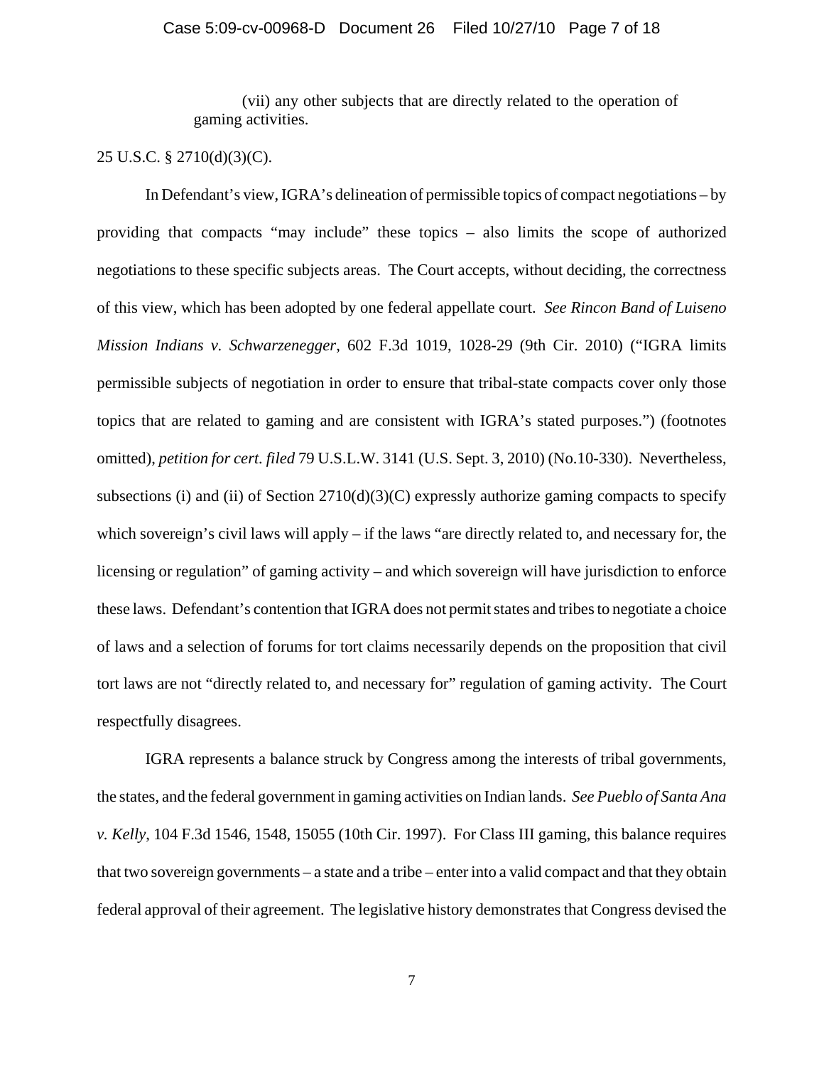(vii) any other subjects that are directly related to the operation of gaming activities.

25 U.S.C. § 2710(d)(3)(C).

In Defendant's view, IGRA's delineation of permissible topics of compact negotiations – by providing that compacts "may include" these topics – also limits the scope of authorized negotiations to these specific subjects areas. The Court accepts, without deciding, the correctness of this view, which has been adopted by one federal appellate court. *See Rincon Band of Luiseno Mission Indians v. Schwarzenegger*, 602 F.3d 1019, 1028-29 (9th Cir. 2010) ("IGRA limits permissible subjects of negotiation in order to ensure that tribal-state compacts cover only those topics that are related to gaming and are consistent with IGRA's stated purposes.") (footnotes omitted), *petition for cert. filed* 79 U.S.L.W. 3141 (U.S. Sept. 3, 2010) (No.10-330). Nevertheless, subsections (i) and (ii) of Section 2710(d)(3)(C) expressly authorize gaming compacts to specify which sovereign's civil laws will apply – if the laws "are directly related to, and necessary for, the licensing or regulation" of gaming activity – and which sovereign will have jurisdiction to enforce these laws. Defendant's contention that IGRA does not permit states and tribes to negotiate a choice of laws and a selection of forums for tort claims necessarily depends on the proposition that civil tort laws are not "directly related to, and necessary for" regulation of gaming activity. The Court respectfully disagrees.

IGRA represents a balance struck by Congress among the interests of tribal governments, the states, and the federal government in gaming activities on Indian lands. *See Pueblo of Santa Ana v. Kelly*, 104 F.3d 1546, 1548, 15055 (10th Cir. 1997). For Class III gaming, this balance requires that two sovereign governments – a state and a tribe – enter into a valid compact and that they obtain federal approval of their agreement. The legislative history demonstrates that Congress devised the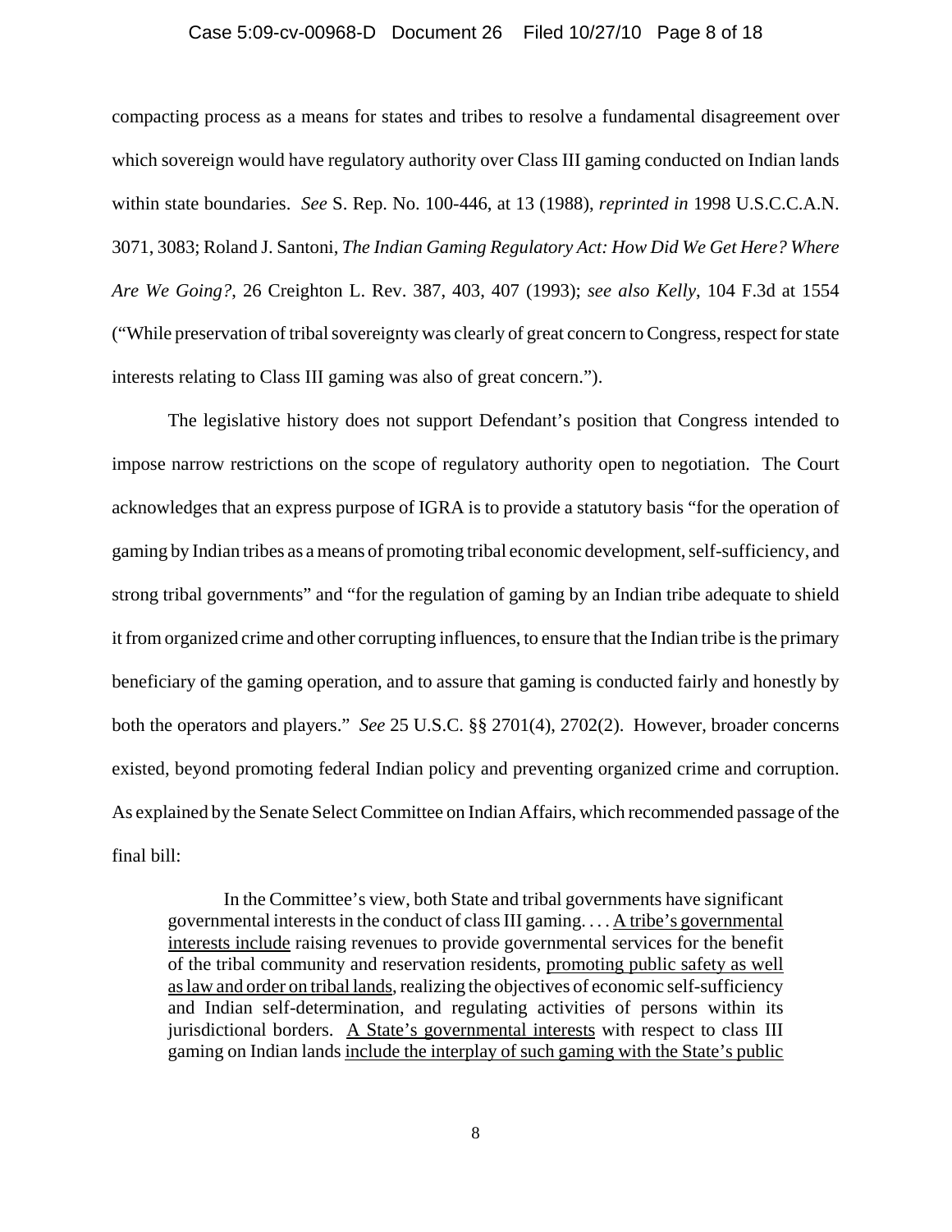compacting process as a means for states and tribes to resolve a fundamental disagreement over which sovereign would have regulatory authority over Class III gaming conducted on Indian lands within state boundaries. *See* S. Rep. No. 100-446, at 13 (1988), *reprinted in* 1998 U.S.C.C.A.N. 3071, 3083; Roland J. Santoni, *The Indian Gaming Regulatory Act: How Did We Get Here? Where Are We Going?*, 26 Creighton L. Rev. 387, 403, 407 (1993); *see also Kelly*, 104 F.3d at 1554 ("While preservation of tribal sovereignty was clearly of great concern to Congress, respect for state interests relating to Class III gaming was also of great concern.").

The legislative history does not support Defendant's position that Congress intended to impose narrow restrictions on the scope of regulatory authority open to negotiation. The Court acknowledges that an express purpose of IGRA is to provide a statutory basis "for the operation of gaming by Indian tribes as a means of promoting tribal economic development, self-sufficiency, and strong tribal governments" and "for the regulation of gaming by an Indian tribe adequate to shield it from organized crime and other corrupting influences, to ensure that the Indian tribe is the primary beneficiary of the gaming operation, and to assure that gaming is conducted fairly and honestly by both the operators and players." *See* 25 U.S.C. §§ 2701(4), 2702(2). However, broader concerns existed, beyond promoting federal Indian policy and preventing organized crime and corruption. As explained by the Senate Select Committee on Indian Affairs, which recommended passage of the final bill:

> In the Committee's view, both State and tribal governments have significant governmental interests in the conduct of class III gaming. . . . <u>A tribe's governmental interests include</u> raising revenues to provide governmental services for the benefit of the tribal community and reservation residents, <u>promoting public safety as well as law and order on tribal lands</u>, realizing the objectives of economic self-sufficiency and Indian self-determination, and regulating activities of persons within its jurisdictional borders. <u>A State's governmental interests</u> with respect to class III gaming on Indian lands <u>include the interplay of such gaming with the State's public</u>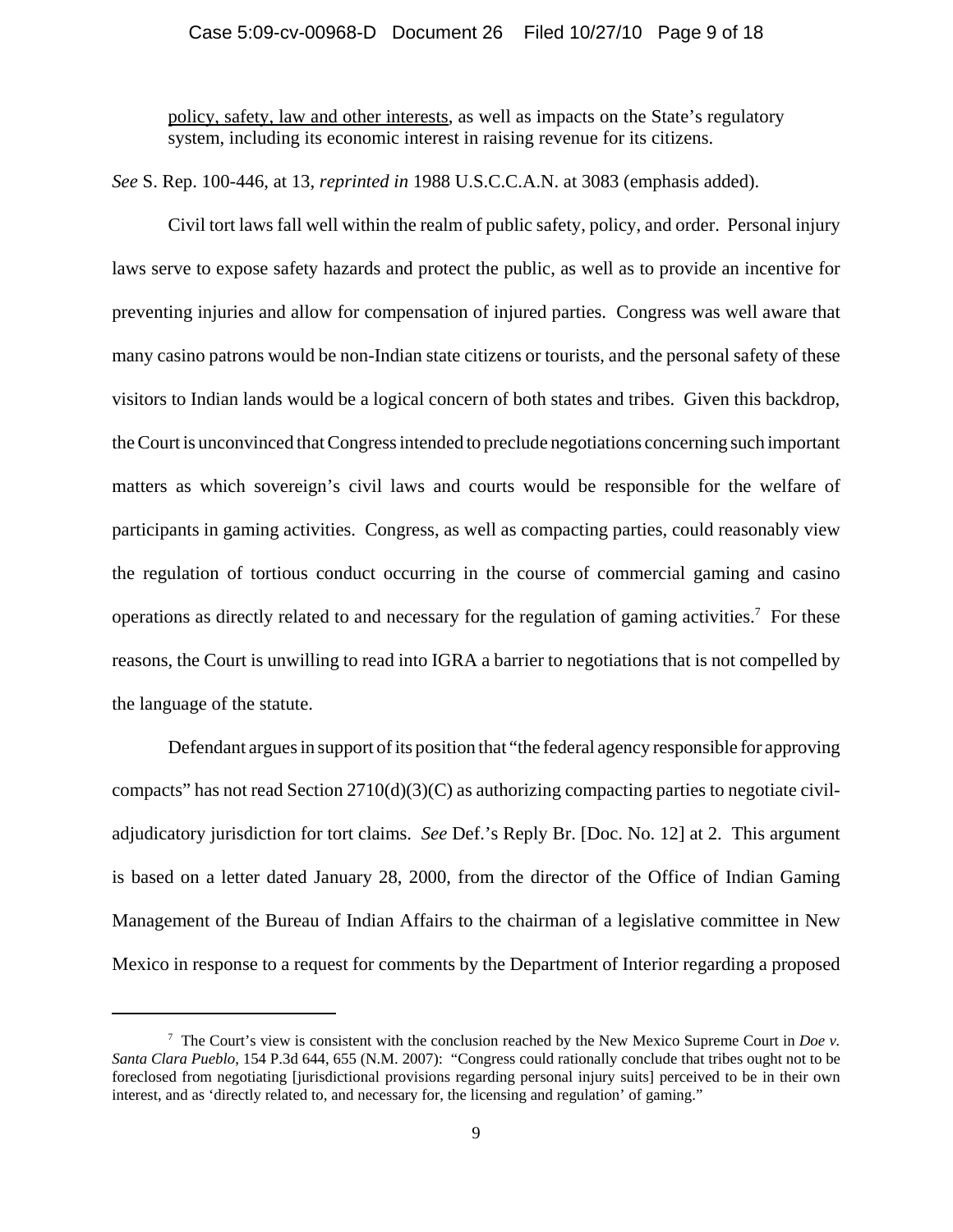policy, safety, law and other interests, as well as impacts on the State's regulatory system, including its economic interest in raising revenue for its citizens.

*See* S. Rep. 100-446, at 13, *reprinted in* 1988 U.S.C.C.A.N. at 3083 (emphasis added).

Civil tort laws fall well within the realm of public safety, policy, and order. Personal injury laws serve to expose safety hazards and protect the public, as well as to provide an incentive for preventing injuries and allow for compensation of injured parties. Congress was well aware that many casino patrons would be non-Indian state citizens or tourists, and the personal safety of these visitors to Indian lands would be a logical concern of both states and tribes. Given this backdrop, the Court is unconvinced that Congress intended to preclude negotiations concerning such important matters as which sovereign's civil laws and courts would be responsible for the welfare of participants in gaming activities. Congress, as well as compacting parties, could reasonably view the regulation of tortious conduct occurring in the course of commercial gaming and casino operations as directly related to and necessary for the regulation of gaming activities.[7] For these reasons, the Court is unwilling to read into IGRA a barrier to negotiations that is not compelled by the language of the statute.

Defendant argues in support of its position that "the federal agency responsible for approving compacts" has not read Section 2710(d)(3)(C) as authorizing compacting parties to negotiate civil-adjudicatory jurisdiction for tort claims. *See* Def.'s Reply Br. [Doc. No. 12] at 2. This argument is based on a letter dated January 28, 2000, from the director of the Office of Indian Gaming Management of the Bureau of Indian Affairs to the chairman of a legislative committee in New Mexico in response to a request for comments by the Department of Interior regarding a proposed

---

[7] The Court's view is consistent with the conclusion reached by the New Mexico Supreme Court in *Doe v. Santa Clara Pueblo*, 154 P.3d 644, 655 (N.M. 2007): "Congress could rationally conclude that tribes ought not to be foreclosed from negotiating [jurisdictional provisions regarding personal injury suits] perceived to be in their own interest, and as 'directly related to, and necessary for, the licensing and regulation' of gaming."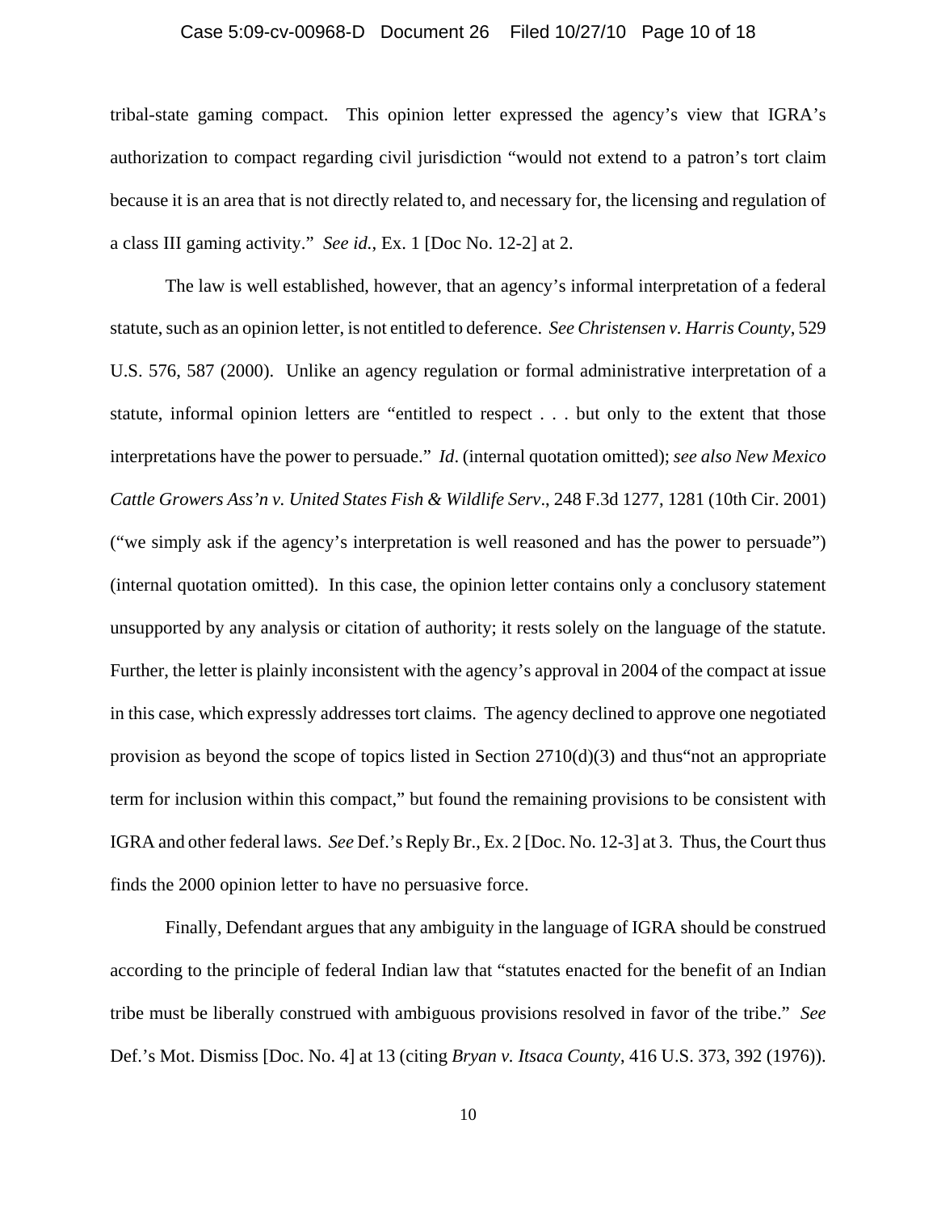tribal-state gaming compact. This opinion letter expressed the agency's view that IGRA's authorization to compact regarding civil jurisdiction "would not extend to a patron's tort claim because it is an area that is not directly related to, and necessary for, the licensing and regulation of a class III gaming activity." *See id.*, Ex. 1 [Doc No. 12-2] at 2.

The law is well established, however, that an agency's informal interpretation of a federal statute, such as an opinion letter, is not entitled to deference. *See Christensen v. Harris County*, 529 U.S. 576, 587 (2000). Unlike an agency regulation or formal administrative interpretation of a statute, informal opinion letters are "entitled to respect . . . but only to the extent that those interpretations have the power to persuade." *Id*. (internal quotation omitted); *see also New Mexico Cattle Growers Ass'n v. United States Fish & Wildlife Serv*., 248 F.3d 1277, 1281 (10th Cir. 2001) ("we simply ask if the agency's interpretation is well reasoned and has the power to persuade") (internal quotation omitted). In this case, the opinion letter contains only a conclusory statement unsupported by any analysis or citation of authority; it rests solely on the language of the statute. Further, the letter is plainly inconsistent with the agency's approval in 2004 of the compact at issue in this case, which expressly addresses tort claims. The agency declined to approve one negotiated provision as beyond the scope of topics listed in Section 2710(d)(3) and thus"not an appropriate term for inclusion within this compact," but found the remaining provisions to be consistent with IGRA and other federal laws. *See* Def.'s Reply Br., Ex. 2 [Doc. No. 12-3] at 3. Thus, the Court thus finds the 2000 opinion letter to have no persuasive force.

Finally, Defendant argues that any ambiguity in the language of IGRA should be construed according to the principle of federal Indian law that "statutes enacted for the benefit of an Indian tribe must be liberally construed with ambiguous provisions resolved in favor of the tribe." *See* Def.'s Mot. Dismiss [Doc. No. 4] at 13 (citing *Bryan v. Itsaca County*, 416 U.S. 373, 392 (1976)).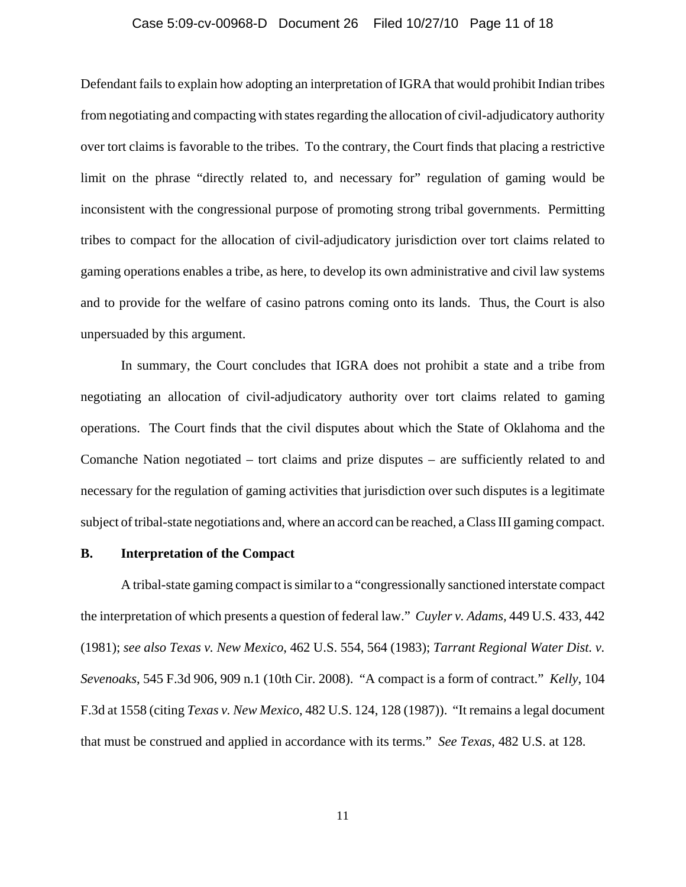Defendant fails to explain how adopting an interpretation of IGRA that would prohibit Indian tribes from negotiating and compacting with states regarding the allocation of civil-adjudicatory authority over tort claims is favorable to the tribes. To the contrary, the Court finds that placing a restrictive limit on the phrase "directly related to, and necessary for" regulation of gaming would be inconsistent with the congressional purpose of promoting strong tribal governments. Permitting tribes to compact for the allocation of civil-adjudicatory jurisdiction over tort claims related to gaming operations enables a tribe, as here, to develop its own administrative and civil law systems and to provide for the welfare of casino patrons coming onto its lands. Thus, the Court is also unpersuaded by this argument.

In summary, the Court concludes that IGRA does not prohibit a state and a tribe from negotiating an allocation of civil-adjudicatory authority over tort claims related to gaming operations. The Court finds that the civil disputes about which the State of Oklahoma and the Comanche Nation negotiated – tort claims and prize disputes – are sufficiently related to and necessary for the regulation of gaming activities that jurisdiction over such disputes is a legitimate subject of tribal-state negotiations and, where an accord can be reached, a Class III gaming compact.

**B. Interpretation of the Compact**

A tribal-state gaming compact is similar to a "congressionally sanctioned interstate compact the interpretation of which presents a question of federal law." *Cuyler v. Adams*, 449 U.S. 433, 442 (1981); *see also Texas v. New Mexico*, 462 U.S. 554, 564 (1983); *Tarrant Regional Water Dist. v. Sevenoaks*, 545 F.3d 906, 909 n.1 (10th Cir. 2008). "A compact is a form of contract." *Kelly*, 104 F.3d at 1558 (citing *Texas v. New Mexico*, 482 U.S. 124, 128 (1987)). "It remains a legal document that must be construed and applied in accordance with its terms." *See Texas*, 482 U.S. at 128.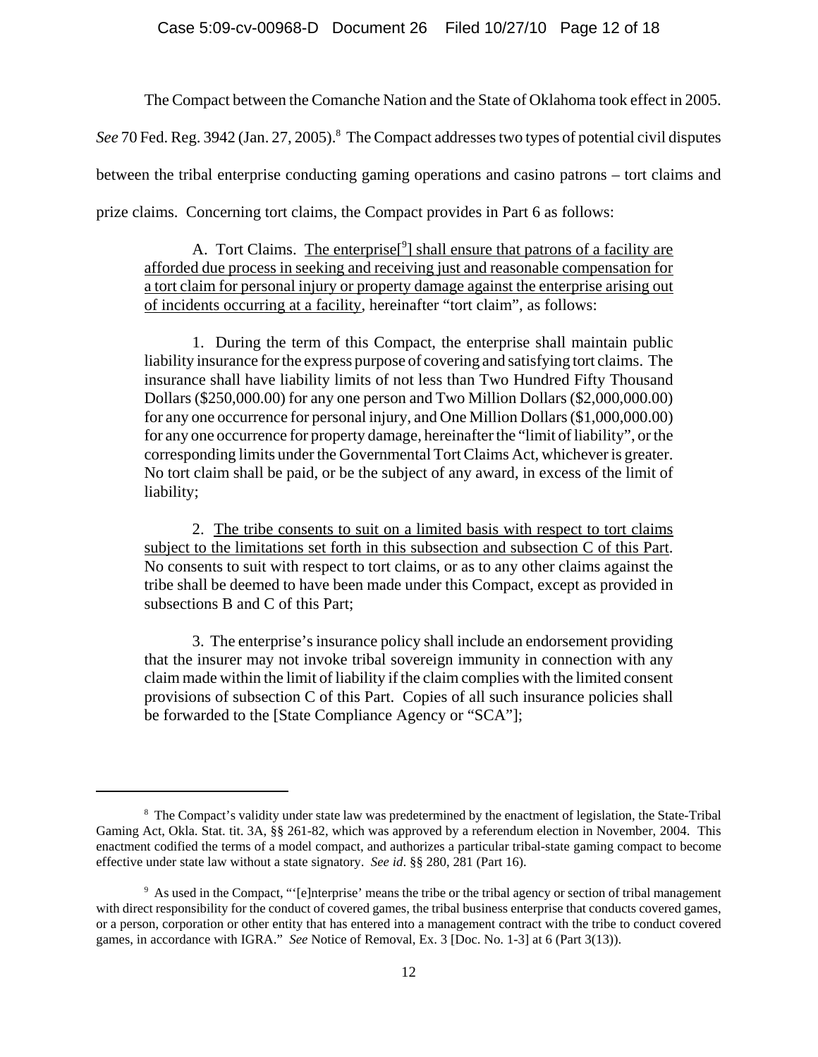The Compact between the Comanche Nation and the State of Oklahoma took effect in 2005. *See* 70 Fed. Reg. 3942 (Jan. 27, 2005).[8] The Compact addresses two types of potential civil disputes between the tribal enterprise conducting gaming operations and casino patrons – tort claims and prize claims. Concerning tort claims, the Compact provides in Part 6 as follows:

> A. Tort Claims. <u>The enterprise[[9]] shall ensure that patrons of a facility are afforded due process in seeking and receiving just and reasonable compensation for a tort claim for personal injury or property damage against the enterprise arising out of incidents occurring at a facility</u>, hereinafter "tort claim", as follows:
>
> 1. During the term of this Compact, the enterprise shall maintain public liability insurance for the express purpose of covering and satisfying tort claims. The insurance shall have liability limits of not less than Two Hundred Fifty Thousand Dollars ($250,000.00) for any one person and Two Million Dollars ($2,000,000.00) for any one occurrence for personal injury, and One Million Dollars ($1,000,000.00) for any one occurrence for property damage, hereinafter the "limit of liability", or the corresponding limits under the Governmental Tort Claims Act, whichever is greater. No tort claim shall be paid, or be the subject of any award, in excess of the limit of liability;
>
> 2. <u>The tribe consents to suit on a limited basis with respect to tort claims subject to the limitations set forth in this subsection and subsection C of this Part</u>. No consents to suit with respect to tort claims, or as to any other claims against the tribe shall be deemed to have been made under this Compact, except as provided in subsections B and C of this Part;
>
> 3. The enterprise's insurance policy shall include an endorsement providing that the insurer may not invoke tribal sovereign immunity in connection with any claim made within the limit of liability if the claim complies with the limited consent provisions of subsection C of this Part. Copies of all such insurance policies shall be forwarded to the [State Compliance Agency or "SCA"];

---

[8] The Compact's validity under state law was predetermined by the enactment of legislation, the State-Tribal Gaming Act, Okla. Stat. tit. 3A, §§ 261-82, which was approved by a referendum election in November, 2004. This enactment codified the terms of a model compact, and authorizes a particular tribal-state gaming compact to become effective under state law without a state signatory. *See id*. §§ 280, 281 (Part 16).

[9] As used in the Compact, "'[e]nterprise' means the tribe or the tribal agency or section of tribal management with direct responsibility for the conduct of covered games, the tribal business enterprise that conducts covered games, or a person, corporation or other entity that has entered into a management contract with the tribe to conduct covered games, in accordance with IGRA." *See* Notice of Removal, Ex. 3 [Doc. No. 1-3] at 6 (Part 3(13)).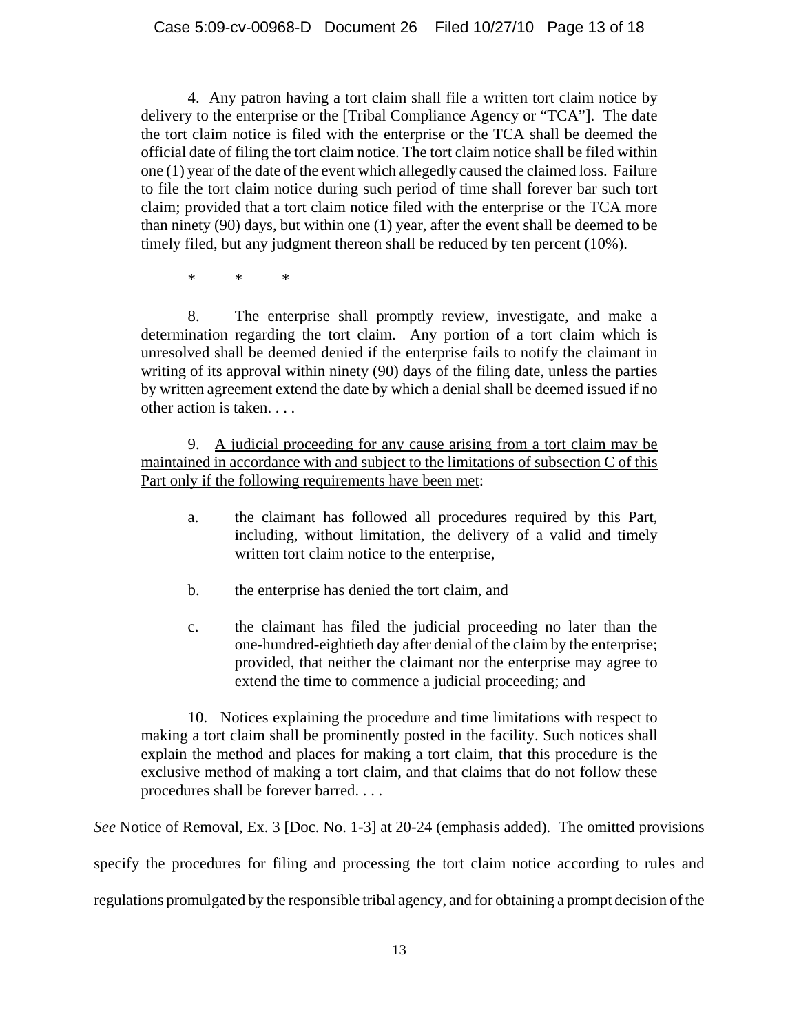4. Any patron having a tort claim shall file a written tort claim notice by delivery to the enterprise or the [Tribal Compliance Agency or "TCA"]. The date the tort claim notice is filed with the enterprise or the TCA shall be deemed the official date of filing the tort claim notice. The tort claim notice shall be filed within one (1) year of the date of the event which allegedly caused the claimed loss. Failure to file the tort claim notice during such period of time shall forever bar such tort claim; provided that a tort claim notice filed with the enterprise or the TCA more than ninety (90) days, but within one (1) year, after the event shall be deemed to be timely filed, but any judgment thereon shall be reduced by ten percent (10%).

\* \* \*

8. The enterprise shall promptly review, investigate, and make a determination regarding the tort claim. Any portion of a tort claim which is unresolved shall be deemed denied if the enterprise fails to notify the claimant in writing of its approval within ninety (90) days of the filing date, unless the parties by written agreement extend the date by which a denial shall be deemed issued if no other action is taken. . . .

9. <u>A judicial proceeding for any cause arising from a tort claim may be maintained in accordance with and subject to the limitations of subsection C of this Part only if the following requirements have been met</u>:

> a. the claimant has followed all procedures required by this Part, including, without limitation, the delivery of a valid and timely written tort claim notice to the enterprise,
>
> b. the enterprise has denied the tort claim, and
>
> c. the claimant has filed the judicial proceeding no later than the one-hundred-eightieth day after denial of the claim by the enterprise; provided, that neither the claimant nor the enterprise may agree to extend the time to commence a judicial proceeding; and

10. Notices explaining the procedure and time limitations with respect to making a tort claim shall be prominently posted in the facility. Such notices shall explain the method and places for making a tort claim, that this procedure is the exclusive method of making a tort claim, and that claims that do not follow these procedures shall be forever barred. . . .

*See* Notice of Removal, Ex. 3 [Doc. No. 1-3] at 20-24 (emphasis added). The omitted provisions specify the procedures for filing and processing the tort claim notice according to rules and regulations promulgated by the responsible tribal agency, and for obtaining a prompt decision of the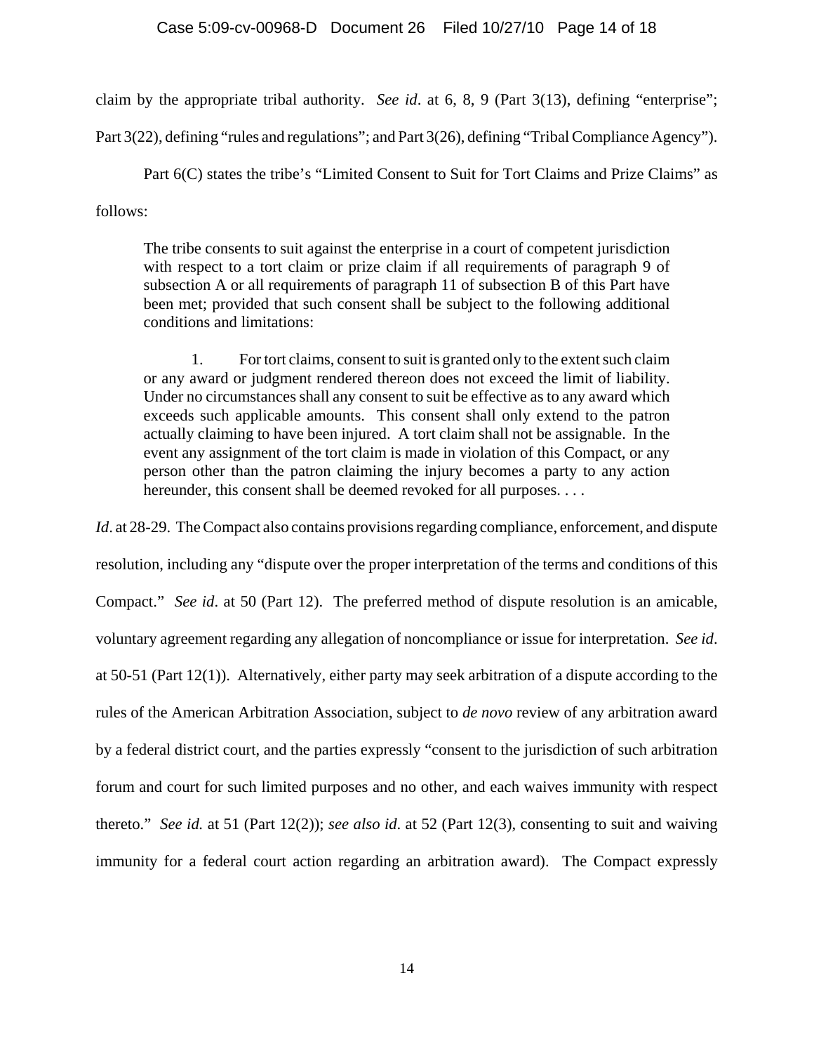claim by the appropriate tribal authority. *See id*. at 6, 8, 9 (Part 3(13), defining "enterprise"; Part 3(22), defining "rules and regulations"; and Part 3(26), defining "Tribal Compliance Agency").

Part 6(C) states the tribe's "Limited Consent to Suit for Tort Claims and Prize Claims" as follows:

> The tribe consents to suit against the enterprise in a court of competent jurisdiction with respect to a tort claim or prize claim if all requirements of paragraph 9 of subsection A or all requirements of paragraph 11 of subsection B of this Part have been met; provided that such consent shall be subject to the following additional conditions and limitations:
>
> 1. For tort claims, consent to suit is granted only to the extent such claim or any award or judgment rendered thereon does not exceed the limit of liability. Under no circumstances shall any consent to suit be effective as to any award which exceeds such applicable amounts. This consent shall only extend to the patron actually claiming to have been injured. A tort claim shall not be assignable. In the event any assignment of the tort claim is made in violation of this Compact, or any person other than the patron claiming the injury becomes a party to any action hereunder, this consent shall be deemed revoked for all purposes. . . .

*Id*. at 28-29. The Compact also contains provisions regarding compliance, enforcement, and dispute resolution, including any "dispute over the proper interpretation of the terms and conditions of this Compact." *See id*. at 50 (Part 12). The preferred method of dispute resolution is an amicable, voluntary agreement regarding any allegation of noncompliance or issue for interpretation. *See id*. at 50-51 (Part 12(1)). Alternatively, either party may seek arbitration of a dispute according to the rules of the American Arbitration Association, subject to *de novo* review of any arbitration award by a federal district court, and the parties expressly "consent to the jurisdiction of such arbitration forum and court for such limited purposes and no other, and each waives immunity with respect thereto." *See id.* at 51 (Part 12(2)); *see also id*. at 52 (Part 12(3), consenting to suit and waiving immunity for a federal court action regarding an arbitration award). The Compact expressly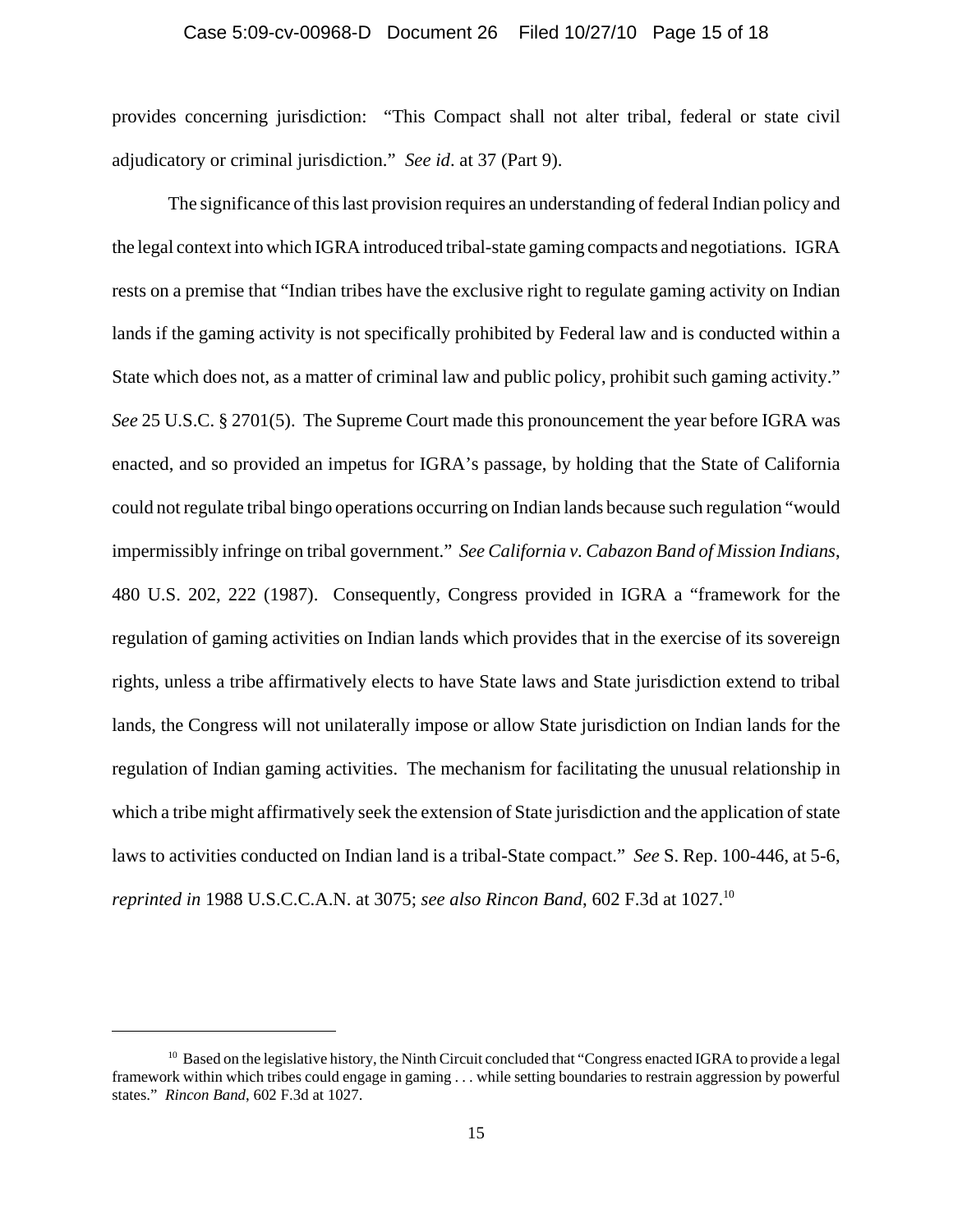provides concerning jurisdiction: "This Compact shall not alter tribal, federal or state civil adjudicatory or criminal jurisdiction." *See id*. at 37 (Part 9).

The significance of this last provision requires an understanding of federal Indian policy and the legal context into which IGRA introduced tribal-state gaming compacts and negotiations. IGRA rests on a premise that "Indian tribes have the exclusive right to regulate gaming activity on Indian lands if the gaming activity is not specifically prohibited by Federal law and is conducted within a State which does not, as a matter of criminal law and public policy, prohibit such gaming activity." *See* 25 U.S.C. § 2701(5). The Supreme Court made this pronouncement the year before IGRA was enacted, and so provided an impetus for IGRA's passage, by holding that the State of California could not regulate tribal bingo operations occurring on Indian lands because such regulation "would impermissibly infringe on tribal government." *See California v. Cabazon Band of Mission Indians*, 480 U.S. 202, 222 (1987). Consequently, Congress provided in IGRA a "framework for the regulation of gaming activities on Indian lands which provides that in the exercise of its sovereign rights, unless a tribe affirmatively elects to have State laws and State jurisdiction extend to tribal lands, the Congress will not unilaterally impose or allow State jurisdiction on Indian lands for the regulation of Indian gaming activities. The mechanism for facilitating the unusual relationship in which a tribe might affirmatively seek the extension of State jurisdiction and the application of state laws to activities conducted on Indian land is a tribal-State compact." *See* S. Rep. 100-446, at 5-6, *reprinted in* 1988 U.S.C.C.A.N. at 3075; *see also Rincon Band*, 602 F.3d at 1027.[10]

---

[10] Based on the legislative history, the Ninth Circuit concluded that "Congress enacted IGRA to provide a legal framework within which tribes could engage in gaming . . . while setting boundaries to restrain aggression by powerful states." *Rincon Band*, 602 F.3d at 1027.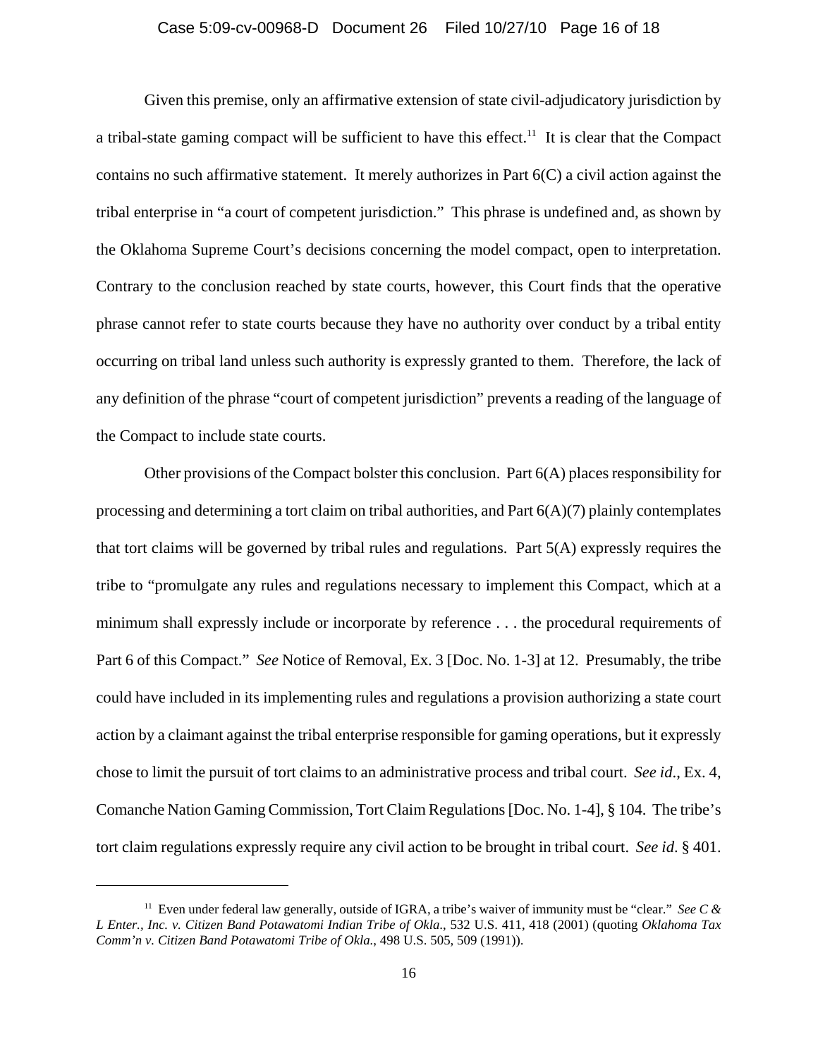Given this premise, only an affirmative extension of state civil-adjudicatory jurisdiction by a tribal-state gaming compact will be sufficient to have this effect.[11] It is clear that the Compact contains no such affirmative statement. It merely authorizes in Part 6(C) a civil action against the tribal enterprise in "a court of competent jurisdiction." This phrase is undefined and, as shown by the Oklahoma Supreme Court's decisions concerning the model compact, open to interpretation. Contrary to the conclusion reached by state courts, however, this Court finds that the operative phrase cannot refer to state courts because they have no authority over conduct by a tribal entity occurring on tribal land unless such authority is expressly granted to them. Therefore, the lack of any definition of the phrase "court of competent jurisdiction" prevents a reading of the language of the Compact to include state courts.

Other provisions of the Compact bolster this conclusion. Part 6(A) places responsibility for processing and determining a tort claim on tribal authorities, and Part 6(A)(7) plainly contemplates that tort claims will be governed by tribal rules and regulations. Part 5(A) expressly requires the tribe to "promulgate any rules and regulations necessary to implement this Compact, which at a minimum shall expressly include or incorporate by reference . . . the procedural requirements of Part 6 of this Compact." *See* Notice of Removal, Ex. 3 [Doc. No. 1-3] at 12. Presumably, the tribe could have included in its implementing rules and regulations a provision authorizing a state court action by a claimant against the tribal enterprise responsible for gaming operations, but it expressly chose to limit the pursuit of tort claims to an administrative process and tribal court. *See id.*, Ex. 4, Comanche Nation Gaming Commission, Tort Claim Regulations [Doc. No. 1-4], § 104. The tribe's tort claim regulations expressly require any civil action to be brought in tribal court. *See id.* § 401.

---

[11] Even under federal law generally, outside of IGRA, a tribe's waiver of immunity must be "clear." *See C & L Enter., Inc. v. Citizen Band Potawatomi Indian Tribe of Okla.*, 532 U.S. 411, 418 (2001) (quoting *Oklahoma Tax Comm'n v. Citizen Band Potawatomi Tribe of Okla.*, 498 U.S. 505, 509 (1991)).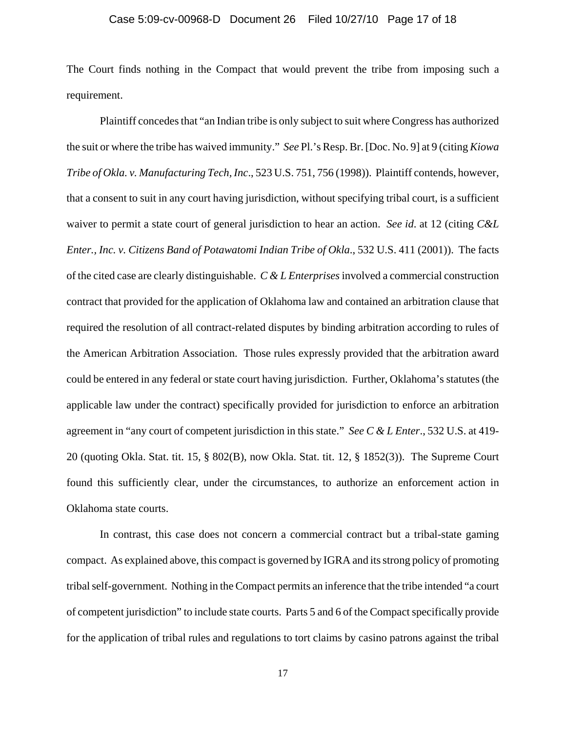The Court finds nothing in the Compact that would prevent the tribe from imposing such a requirement.

Plaintiff concedes that "an Indian tribe is only subject to suit where Congress has authorized the suit or where the tribe has waived immunity." *See* Pl.'s Resp. Br. [Doc. No. 9] at 9 (citing *Kiowa Tribe of Okla. v. Manufacturing Tech, Inc*., 523 U.S. 751, 756 (1998)). Plaintiff contends, however, that a consent to suit in any court having jurisdiction, without specifying tribal court, is a sufficient waiver to permit a state court of general jurisdiction to hear an action. *See id*. at 12 (citing *C&L Enter., Inc. v. Citizens Band of Potawatomi Indian Tribe of Okla*., 532 U.S. 411 (2001)). The facts of the cited case are clearly distinguishable. *C & L Enterprises* involved a commercial construction contract that provided for the application of Oklahoma law and contained an arbitration clause that required the resolution of all contract-related disputes by binding arbitration according to rules of the American Arbitration Association. Those rules expressly provided that the arbitration award could be entered in any federal or state court having jurisdiction. Further, Oklahoma's statutes (the applicable law under the contract) specifically provided for jurisdiction to enforce an arbitration agreement in "any court of competent jurisdiction in this state." *See C & L Enter*., 532 U.S. at 419-20 (quoting Okla. Stat. tit. 15, § 802(B), now Okla. Stat. tit. 12, § 1852(3)). The Supreme Court found this sufficiently clear, under the circumstances, to authorize an enforcement action in Oklahoma state courts.

In contrast, this case does not concern a commercial contract but a tribal-state gaming compact. As explained above, this compact is governed by IGRA and its strong policy of promoting tribal self-government. Nothing in the Compact permits an inference that the tribe intended "a court of competent jurisdiction" to include state courts. Parts 5 and 6 of the Compact specifically provide for the application of tribal rules and regulations to tort claims by casino patrons against the tribal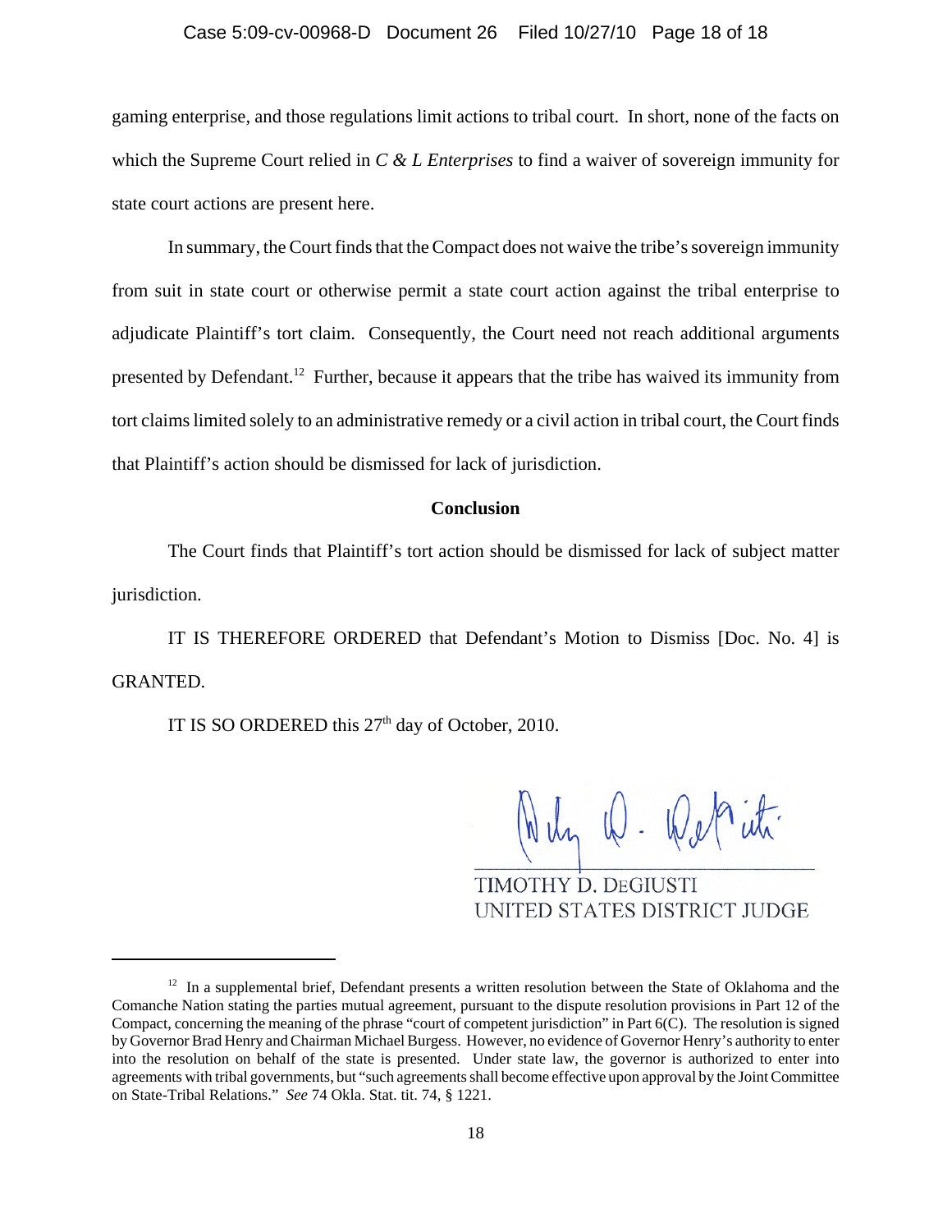gaming enterprise, and those regulations limit actions to tribal court. In short, none of the facts on which the Supreme Court relied in *C & L Enterprises* to find a waiver of sovereign immunity for state court actions are present here.

In summary, the Court finds that the Compact does not waive the tribe's sovereign immunity from suit in state court or otherwise permit a state court action against the tribal enterprise to adjudicate Plaintiff's tort claim. Consequently, the Court need not reach additional arguments presented by Defendant.[12] Further, because it appears that the tribe has waived its immunity from tort claims limited solely to an administrative remedy or a civil action in tribal court, the Court finds that Plaintiff's action should be dismissed for lack of jurisdiction.

**Conclusion**

The Court finds that Plaintiff's tort action should be dismissed for lack of subject matter jurisdiction.

IT IS THEREFORE ORDERED that Defendant's Motion to Dismiss [Doc. No. 4] is GRANTED.

IT IS SO ORDERED this 27th day of October, 2010.

TIMOTHY D. DEGIUSTI
UNITED STATES DISTRICT JUDGE

---

[12] In a supplemental brief, Defendant presents a written resolution between the State of Oklahoma and the Comanche Nation stating the parties mutual agreement, pursuant to the dispute resolution provisions in Part 12 of the Compact, concerning the meaning of the phrase "court of competent jurisdiction" in Part 6(C). The resolution is signed by Governor Brad Henry and Chairman Michael Burgess. However, no evidence of Governor Henry's authority to enter into the resolution on behalf of the state is presented. Under state law, the governor is authorized to enter into agreements with tribal governments, but "such agreements shall become effective upon approval by the Joint Committee on State-Tribal Relations." *See* 74 Okla. Stat. tit. 74, § 1221.